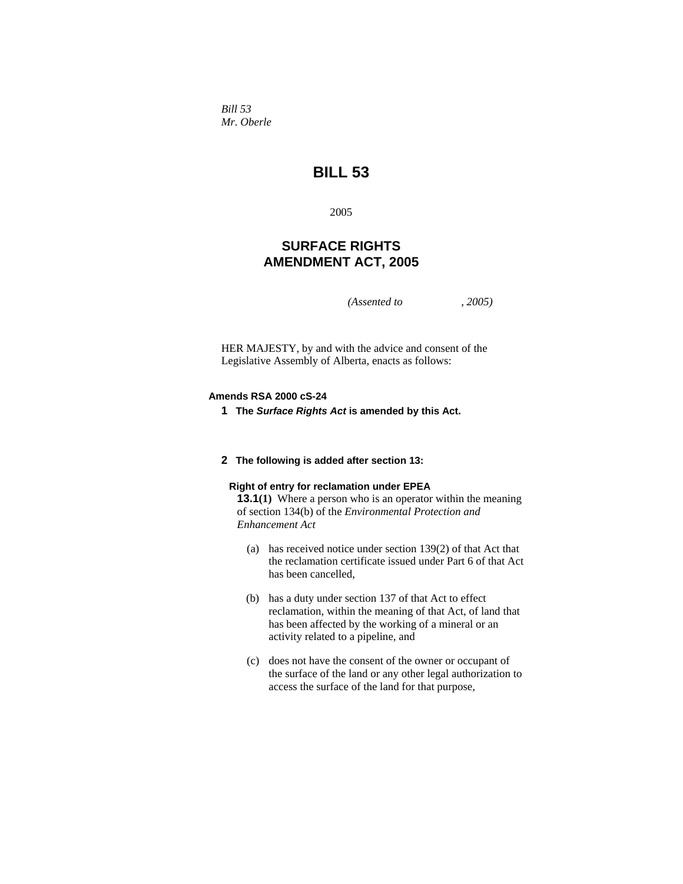*Bill 53*
*Mr. Oberle*

# BILL 53

2005

## SURFACE RIGHTS AMENDMENT ACT, 2005

*(Assented to , 2005)*

HER MAJESTY, by and with the advice and consent of the Legislative Assembly of Alberta, enacts as follows:

**Amends RSA 2000 cS-24**

**1 The *Surface Rights Act* is amended by this Act.**

**2 The following is added after section 13:**

**Right of entry for reclamation under EPEA**

**13.1(1)** Where a person who is an operator within the meaning of section 134(b) of the *Environmental Protection and Enhancement Act*

(a) has received notice under section 139(2) of that Act that the reclamation certificate issued under Part 6 of that Act has been cancelled,

(b) has a duty under section 137 of that Act to effect reclamation, within the meaning of that Act, of land that has been affected by the working of a mineral or an activity related to a pipeline, and

(c) does not have the consent of the owner or occupant of the surface of the land or any other legal authorization to access the surface of the land for that purpose,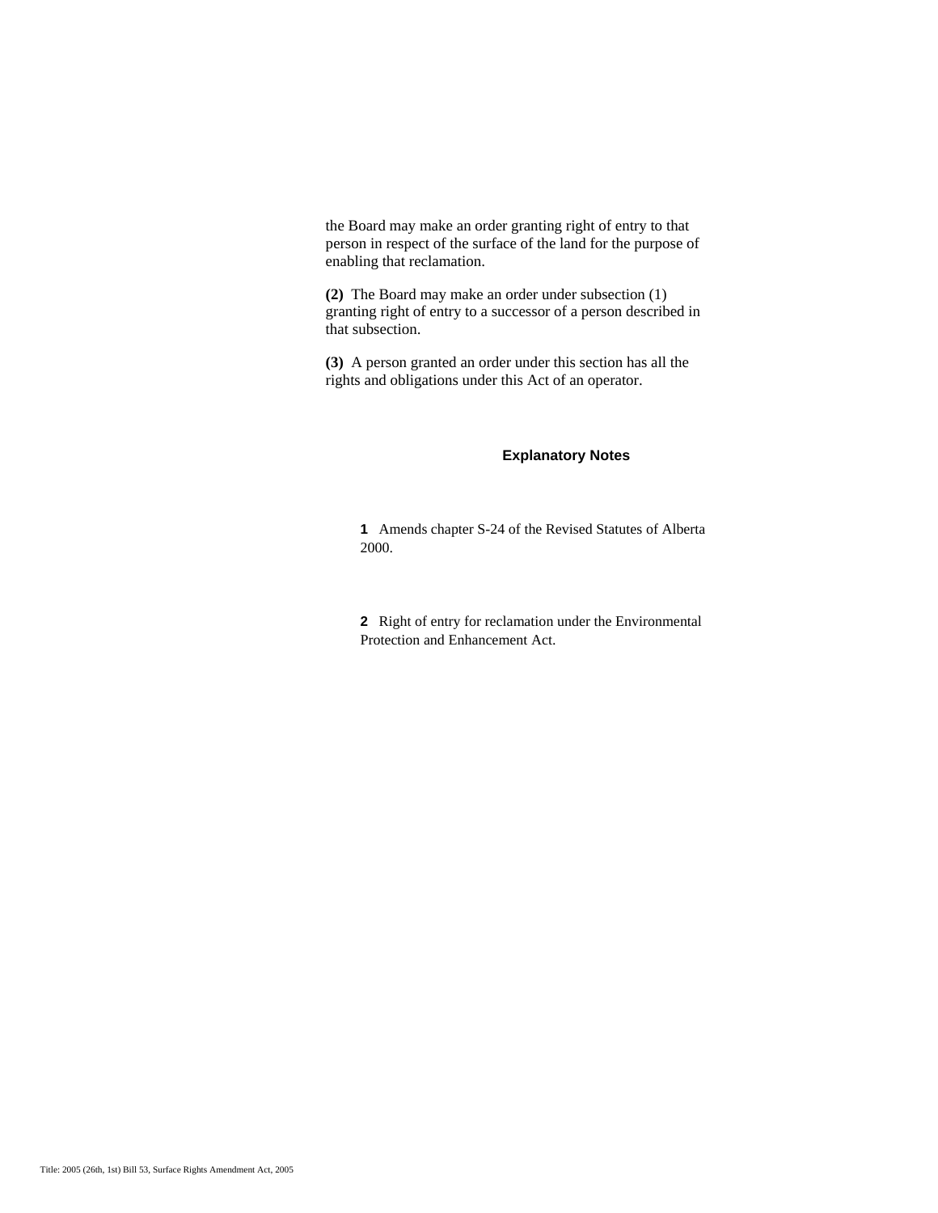the Board may make an order granting right of entry to that person in respect of the surface of the land for the purpose of enabling that reclamation.

**(2)** The Board may make an order under subsection (1) granting right of entry to a successor of a person described in that subsection.

**(3)** A person granted an order under this section has all the rights and obligations under this Act of an operator.

## Explanatory Notes

**1** Amends chapter S-24 of the Revised Statutes of Alberta 2000.

**2** Right of entry for reclamation under the Environmental Protection and Enhancement Act.